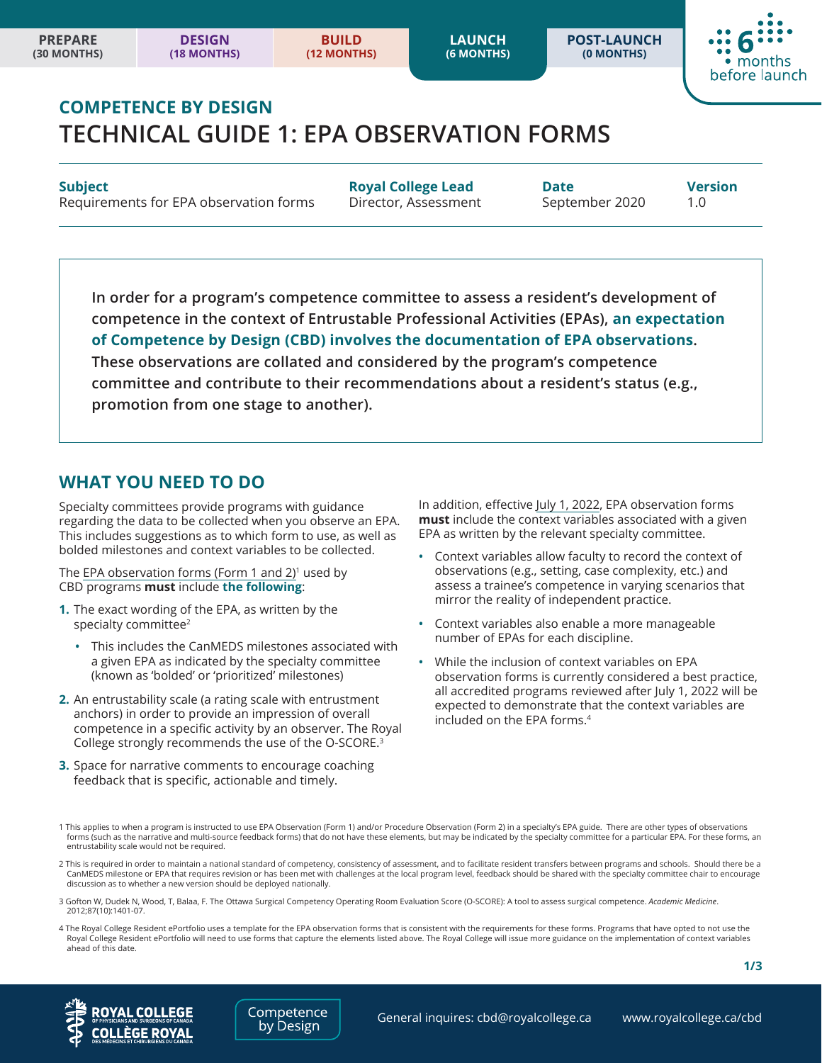PREPARE (30 MONTHS) | DESIGN (18 MONTHS) | BUILD (12 MONTHS) | LAUNCH (6 MONTHS) | POST-LAUNCH (0 MONTHS)

6 months before launch

## COMPETENCE BY DESIGN

# TECHNICAL GUIDE 1: EPA OBSERVATION FORMS

| Subject | Royal College Lead | Date | Version |
| --- | --- | --- | --- |
| Requirements for EPA observation forms | Director, Assessment | September 2020 | 1.0 |

**In order for a program's competence committee to assess a resident's development of competence in the context of Entrustable Professional Activities (EPAs), an expectation of Competence by Design (CBD) involves the documentation of EPA observations. These observations are collated and considered by the program's competence committee and contribute to their recommendations about a resident's status (e.g., promotion from one stage to another).**

## WHAT YOU NEED TO DO

Specialty committees provide programs with guidance regarding the data to be collected when you observe an EPA. This includes suggestions as to which form to use, as well as bolded milestones and context variables to be collected.

The EPA observation forms (Form 1 and 2)[1] used by CBD programs **must** include **the following**:

1. The exact wording of the EPA, as written by the specialty committee[2]
   - This includes the CanMEDS milestones associated with a given EPA as indicated by the specialty committee (known as 'bolded' or 'prioritized' milestones)
2. An entrustability scale (a rating scale with entrustment anchors) in order to provide an impression of overall competence in a specific activity by an observer. The Royal College strongly recommends the use of the O-SCORE.[3]
3. Space for narrative comments to encourage coaching feedback that is specific, actionable and timely.

In addition, effective July 1, 2022, EPA observation forms **must** include the context variables associated with a given EPA as written by the relevant specialty committee.

- Context variables allow faculty to record the context of observations (e.g., setting, case complexity, etc.) and assess a trainee's competence in varying scenarios that mirror the reality of independent practice.
- Context variables also enable a more manageable number of EPAs for each discipline.
- While the inclusion of context variables on EPA observation forms is currently considered a best practice, all accredited programs reviewed after July 1, 2022 will be expected to demonstrate that the context variables are included on the EPA forms.[4]

1 This applies to when a program is instructed to use EPA Observation (Form 1) and/or Procedure Observation (Form 2) in a specialty's EPA guide. There are other types of observations forms (such as the narrative and multi-source feedback forms) that do not have these elements, but may be indicated by the specialty committee for a particular EPA. For these forms, an entrustability scale would not be required.

2 This is required in order to maintain a national standard of competency, consistency of assessment, and to facilitate resident transfers between programs and schools. Should there be a CanMEDS milestone or EPA that requires revision or has been met with challenges at the local program level, feedback should be shared with the specialty committee chair to encourage discussion as to whether a new version should be deployed nationally.

3 Gofton W, Dudek N, Wood, T, Balaa, F. The Ottawa Surgical Competency Operating Room Evaluation Score (O-SCORE): A tool to assess surgical competence. *Academic Medicine*. 2012;87(10):1401-07.

4 The Royal College Resident ePortfolio uses a template for the EPA observation forms that is consistent with the requirements for these forms. Programs that have opted to not use the Royal College Resident ePortfolio will need to use forms that capture the elements listed above. The Royal College will issue more guidance on the implementation of context variables ahead of this date.

General inquires: cbd@royalcollege.ca www.royalcollege.ca/cbd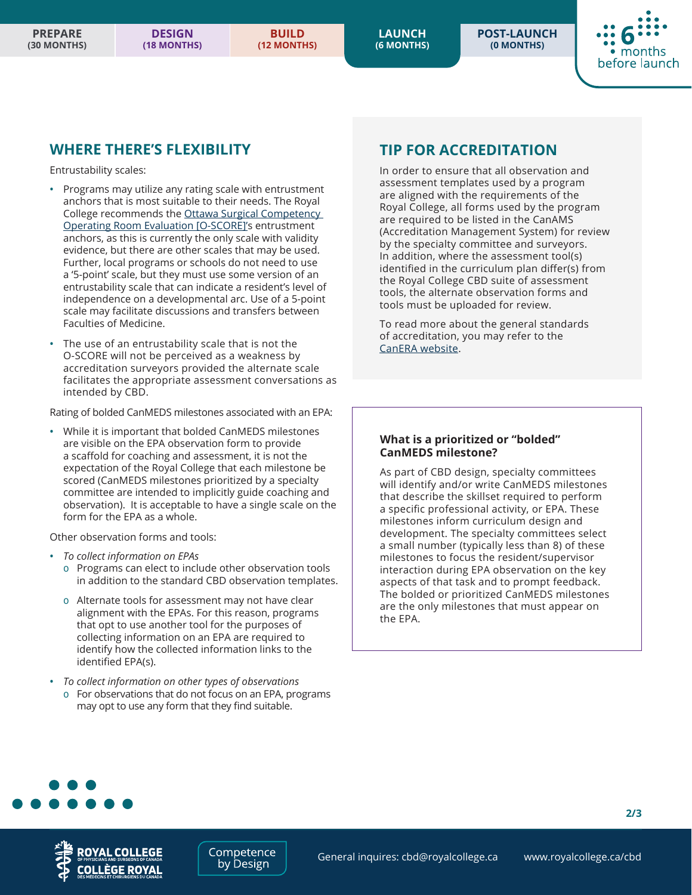## WHERE THERE'S FLEXIBILITY

Entrustability scales:

- Programs may utilize any rating scale with entrustment anchors that is most suitable to their needs. The Royal College recommends the [Ottawa Surgical Competency Operating Room Evaluation [O-SCORE]]'s entrustment anchors, as this is currently the only scale with validity evidence, but there are other scales that may be used. Further, local programs or schools do not need to use a '5-point' scale, but they must use some version of an entrustability scale that can indicate a resident's level of independence on a developmental arc. Use of a 5-point scale may facilitate discussions and transfers between Faculties of Medicine.
- The use of an entrustability scale that is not the O-SCORE will not be perceived as a weakness by accreditation surveyors provided the alternate scale facilitates the appropriate assessment conversations as intended by CBD.

Rating of bolded CanMEDS milestones associated with an EPA:

- While it is important that bolded CanMEDS milestones are visible on the EPA observation form to provide a scaffold for coaching and assessment, it is not the expectation of the Royal College that each milestone be scored (CanMEDS milestones prioritized by a specialty committee are intended to implicitly guide coaching and observation). It is acceptable to have a single scale on the form for the EPA as a whole.

Other observation forms and tools:

- *To collect information on EPAs*
  - Programs can elect to include other observation tools in addition to the standard CBD observation templates.
  - Alternate tools for assessment may not have clear alignment with the EPAs. For this reason, programs that opt to use another tool for the purposes of collecting information on an EPA are required to identify how the collected information links to the identified EPA(s).
- *To collect information on other types of observations*
  - For observations that do not focus on an EPA, programs may opt to use any form that they find suitable.

## TIP FOR ACCREDITATION

In order to ensure that all observation and assessment templates used by a program are aligned with the requirements of the Royal College, all forms used by the program are required to be listed in the CanAMS (Accreditation Management System) for review by the specialty committee and surveyors. In addition, where the assessment tool(s) identified in the curriculum plan differ(s) from the Royal College CBD suite of assessment tools, the alternate observation forms and tools must be uploaded for review.

To read more about the general standards of accreditation, you may refer to the [CanERA website].

**What is a prioritized or "bolded" CanMEDS milestone?**

As part of CBD design, specialty committees will identify and/or write CanMEDS milestones that describe the skillset required to perform a specific professional activity, or EPA. These milestones inform curriculum design and development. The specialty committees select a small number (typically less than 8) of these milestones to focus the resident/supervisor interaction during EPA observation on the key aspects of that task and to prompt feedback. The bolded or prioritized CanMEDS milestones are the only milestones that must appear on the EPA.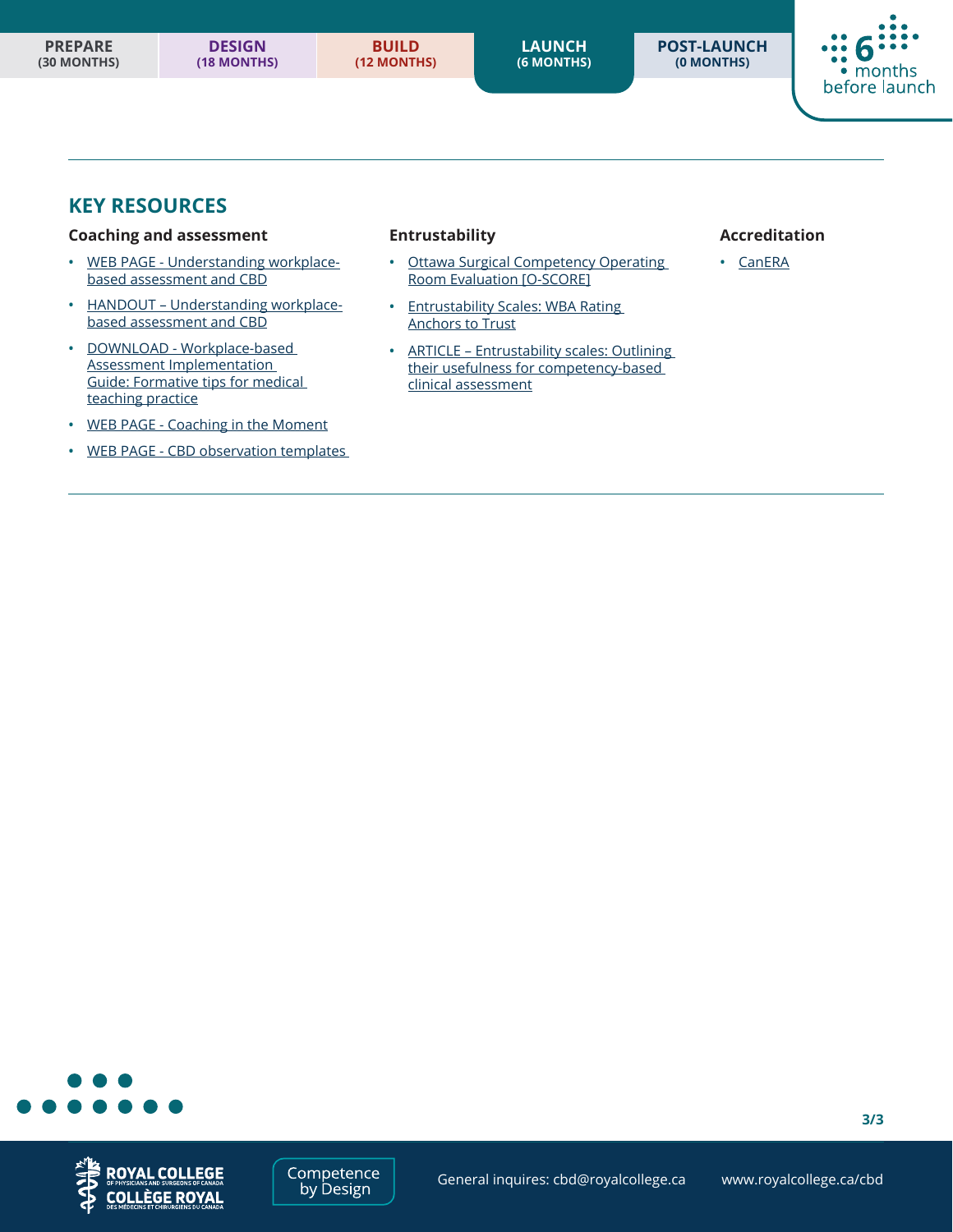## KEY RESOURCES

### Coaching and assessment

- WEB PAGE - Understanding workplace-based assessment and CBD
- HANDOUT – Understanding workplace-based assessment and CBD
- DOWNLOAD - Workplace-based Assessment Implementation Guide: Formative tips for medical teaching practice
- WEB PAGE - Coaching in the Moment
- WEB PAGE - CBD observation templates

### Entrustability

- Ottawa Surgical Competency Operating Room Evaluation [O-SCORE]
- Entrustability Scales: WBA Rating Anchors to Trust
- ARTICLE – Entrustability scales: Outlining their usefulness for competency-based clinical assessment

### Accreditation

- CanERA